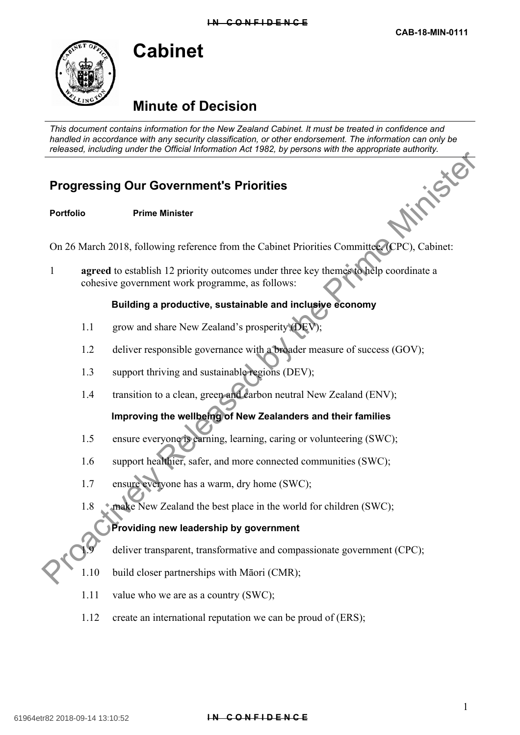IN CONFIDENCE

CAB-18-MIN-0111

# Cabinet

## Minute of Decision

*This document contains information for the New Zealand Cabinet. It must be treated in confidence and handled in accordance with any security classification, or other endorsement. The information can only be released, including under the Official Information Act 1982, by persons with the appropriate authority.*

## Progressing Our Government's Priorities

**Portfolio** **Prime Minister**

On 26 March 2018, following reference from the Cabinet Priorities Committee (CPC), Cabinet:

1 **agreed** to establish 12 priority outcomes under three key themes to help coordinate a cohesive government work programme, as follows:

**Building a productive, sustainable and inclusive economy**

1.1 grow and share New Zealand's prosperity (DEV);

1.2 deliver responsible governance with a broader measure of success (GOV);

1.3 support thriving and sustainable regions (DEV);

1.4 transition to a clean, green and carbon neutral New Zealand (ENV);

**Improving the wellbeing of New Zealanders and their families**

1.5 ensure everyone is earning, learning, caring or volunteering (SWC);

1.6 support healthier, safer, and more connected communities (SWC);

1.7 ensure everyone has a warm, dry home (SWC);

1.8 make New Zealand the best place in the world for children (SWC);

**Providing new leadership by government**

1.9 deliver transparent, transformative and compassionate government (CPC);

1.10 build closer partnerships with Māori (CMR);

1.11 value who we are as a country (SWC);

1.12 create an international reputation we can be proud of (ERS);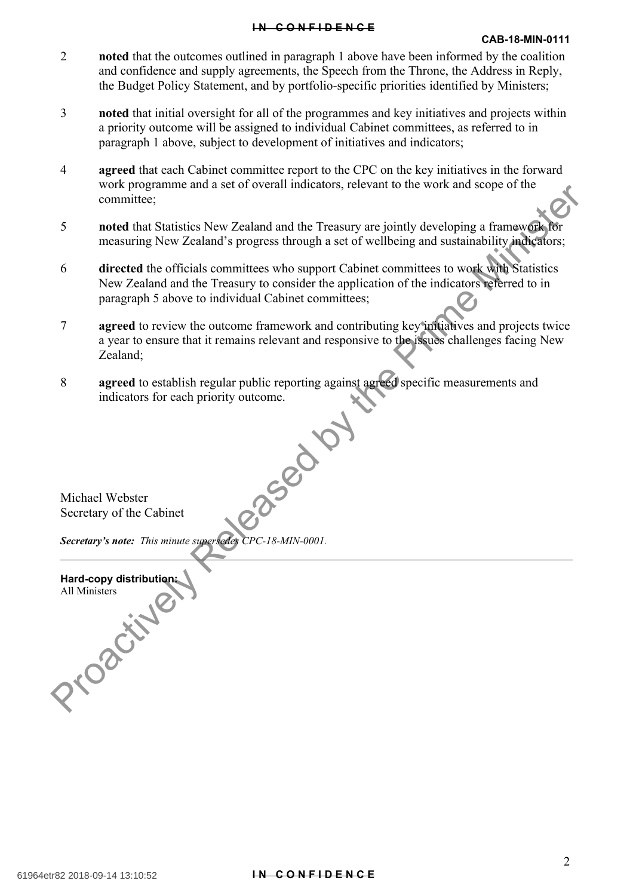2 **noted** that the outcomes outlined in paragraph 1 above have been informed by the coalition and confidence and supply agreements, the Speech from the Throne, the Address in Reply, the Budget Policy Statement, and by portfolio-specific priorities identified by Ministers;

3 **noted** that initial oversight for all of the programmes and key initiatives and projects within a priority outcome will be assigned to individual Cabinet committees, as referred to in paragraph 1 above, subject to development of initiatives and indicators;

4 **agreed** that each Cabinet committee report to the CPC on the key initiatives in the forward work programme and a set of overall indicators, relevant to the work and scope of the committee;

5 **noted** that Statistics New Zealand and the Treasury are jointly developing a framework for measuring New Zealand's progress through a set of wellbeing and sustainability indicators;

6 **directed** the officials committees who support Cabinet committees to work with Statistics New Zealand and the Treasury to consider the application of the indicators referred to in paragraph 5 above to individual Cabinet committees;

7 **agreed** to review the outcome framework and contributing key initiatives and projects twice a year to ensure that it remains relevant and responsive to the issues challenges facing New Zealand;

8 **agreed** to establish regular public reporting against agreed specific measurements and indicators for each priority outcome.

Michael Webster
Secretary of the Cabinet

***Secretary's note:*** *This minute supersedes CPC-18-MIN-0001.*

---

**Hard-copy distribution:**
All Ministers